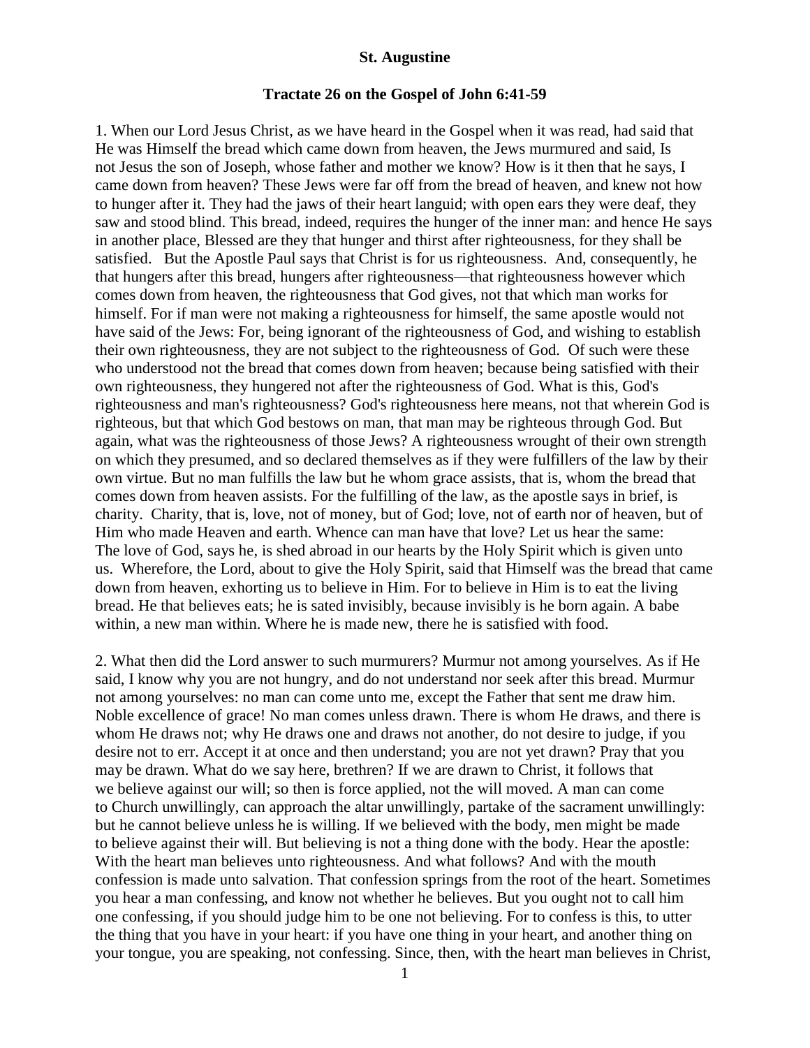**St. Augustine**

**Tractate 26 on the Gospel of John 6:41-59**

1. When our Lord Jesus Christ, as we have heard in the Gospel when it was read, had said that He was Himself the bread which came down from heaven, the Jews murmured and said, Is not Jesus the son of Joseph, whose father and mother we know? How is it then that he says, I came down from heaven? These Jews were far off from the bread of heaven, and knew not how to hunger after it. They had the jaws of their heart languid; with open ears they were deaf, they saw and stood blind. This bread, indeed, requires the hunger of the inner man: and hence He says in another place, Blessed are they that hunger and thirst after righteousness, for they shall be satisfied. But the Apostle Paul says that Christ is for us righteousness. And, consequently, he that hungers after this bread, hungers after righteousness—that righteousness however which comes down from heaven, the righteousness that God gives, not that which man works for himself. For if man were not making a righteousness for himself, the same apostle would not have said of the Jews: For, being ignorant of the righteousness of God, and wishing to establish their own righteousness, they are not subject to the righteousness of God. Of such were these who understood not the bread that comes down from heaven; because being satisfied with their own righteousness, they hungered not after the righteousness of God. What is this, God's righteousness and man's righteousness? God's righteousness here means, not that wherein God is righteous, but that which God bestows on man, that man may be righteous through God. But again, what was the righteousness of those Jews? A righteousness wrought of their own strength on which they presumed, and so declared themselves as if they were fulfillers of the law by their own virtue. But no man fulfills the law but he whom grace assists, that is, whom the bread that comes down from heaven assists. For the fulfilling of the law, as the apostle says in brief, is charity. Charity, that is, love, not of money, but of God; love, not of earth nor of heaven, but of Him who made Heaven and earth. Whence can man have that love? Let us hear the same: The love of God, says he, is shed abroad in our hearts by the Holy Spirit which is given unto us. Wherefore, the Lord, about to give the Holy Spirit, said that Himself was the bread that came down from heaven, exhorting us to believe in Him. For to believe in Him is to eat the living bread. He that believes eats; he is sated invisibly, because invisibly is he born again. A babe within, a new man within. Where he is made new, there he is satisfied with food.

2. What then did the Lord answer to such murmurers? Murmur not among yourselves. As if He said, I know why you are not hungry, and do not understand nor seek after this bread. Murmur not among yourselves: no man can come unto me, except the Father that sent me draw him. Noble excellence of grace! No man comes unless drawn. There is whom He draws, and there is whom He draws not; why He draws one and draws not another, do not desire to judge, if you desire not to err. Accept it at once and then understand; you are not yet drawn? Pray that you may be drawn. What do we say here, brethren? If we are drawn to Christ, it follows that we believe against our will; so then is force applied, not the will moved. A man can come to Church unwillingly, can approach the altar unwillingly, partake of the sacrament unwillingly: but he cannot believe unless he is willing. If we believed with the body, men might be made to believe against their will. But believing is not a thing done with the body. Hear the apostle: With the heart man believes unto righteousness. And what follows? And with the mouth confession is made unto salvation. That confession springs from the root of the heart. Sometimes you hear a man confessing, and know not whether he believes. But you ought not to call him one confessing, if you should judge him to be one not believing. For to confess is this, to utter the thing that you have in your heart: if you have one thing in your heart, and another thing on your tongue, you are speaking, not confessing. Since, then, with the heart man believes in Christ,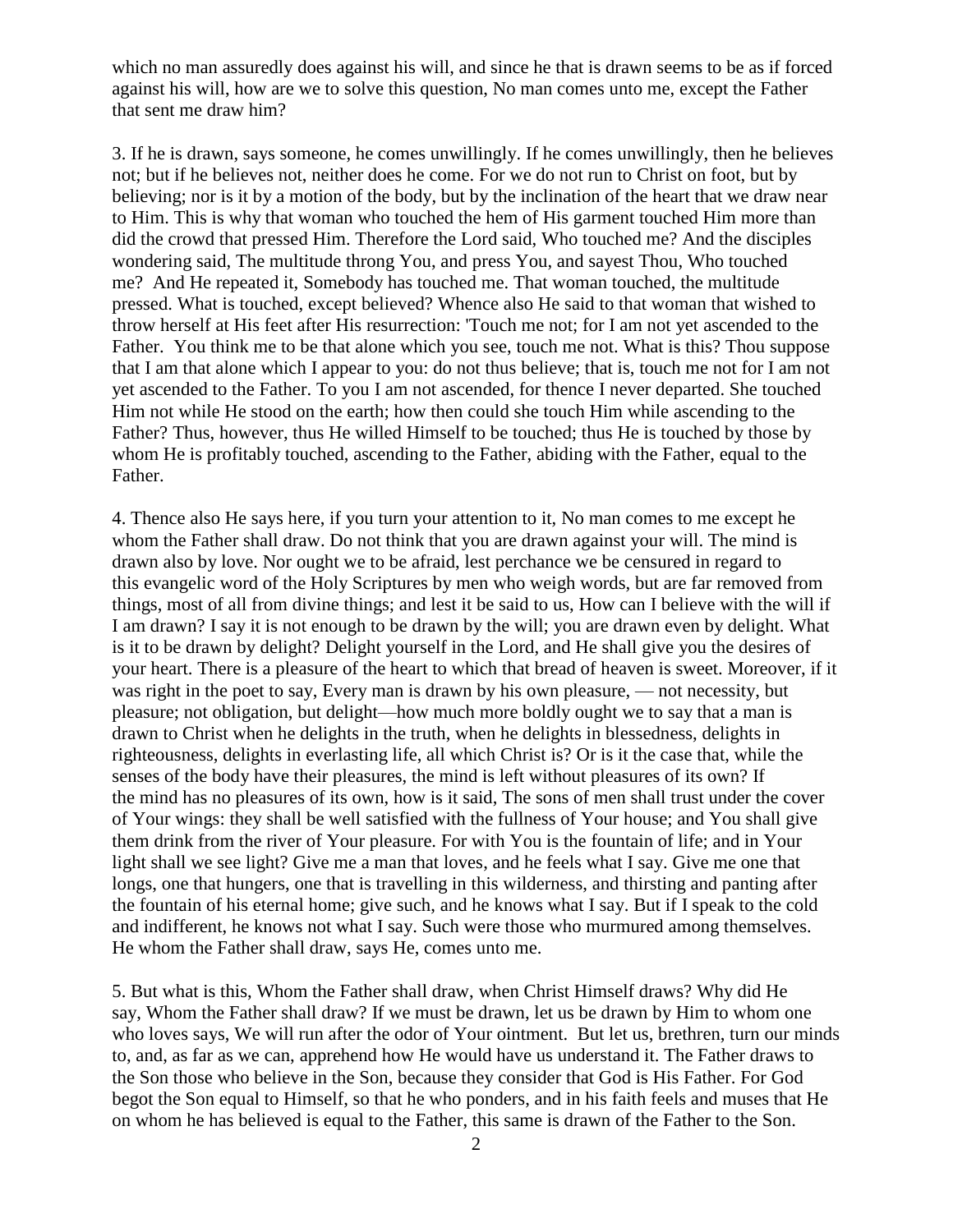which no man assuredly does against his will, and since he that is drawn seems to be as if forced against his will, how are we to solve this question, No man comes unto me, except the Father that sent me draw him?

3. If he is drawn, says someone, he comes unwillingly. If he comes unwillingly, then he believes not; but if he believes not, neither does he come. For we do not run to Christ on foot, but by believing; nor is it by a motion of the body, but by the inclination of the heart that we draw near to Him. This is why that woman who touched the hem of His garment touched Him more than did the crowd that pressed Him. Therefore the Lord said, Who touched me? And the disciples wondering said, The multitude throng You, and press You, and sayest Thou, Who touched me? And He repeated it, Somebody has touched me. That woman touched, the multitude pressed. What is touched, except believed? Whence also He said to that woman that wished to throw herself at His feet after His resurrection: 'Touch me not; for I am not yet ascended to the Father. You think me to be that alone which you see, touch me not. What is this? Thou suppose that I am that alone which I appear to you: do not thus believe; that is, touch me not for I am not yet ascended to the Father. To you I am not ascended, for thence I never departed. She touched Him not while He stood on the earth; how then could she touch Him while ascending to the Father? Thus, however, thus He willed Himself to be touched; thus He is touched by those by whom He is profitably touched, ascending to the Father, abiding with the Father, equal to the Father.

4. Thence also He says here, if you turn your attention to it, No man comes to me except he whom the Father shall draw. Do not think that you are drawn against your will. The mind is drawn also by love. Nor ought we to be afraid, lest perchance we be censured in regard to this evangelic word of the Holy Scriptures by men who weigh words, but are far removed from things, most of all from divine things; and lest it be said to us, How can I believe with the will if I am drawn? I say it is not enough to be drawn by the will; you are drawn even by delight. What is it to be drawn by delight? Delight yourself in the Lord, and He shall give you the desires of your heart. There is a pleasure of the heart to which that bread of heaven is sweet. Moreover, if it was right in the poet to say, Every man is drawn by his own pleasure, — not necessity, but pleasure; not obligation, but delight—how much more boldly ought we to say that a man is drawn to Christ when he delights in the truth, when he delights in blessedness, delights in righteousness, delights in everlasting life, all which Christ is? Or is it the case that, while the senses of the body have their pleasures, the mind is left without pleasures of its own? If the mind has no pleasures of its own, how is it said, The sons of men shall trust under the cover of Your wings: they shall be well satisfied with the fullness of Your house; and You shall give them drink from the river of Your pleasure. For with You is the fountain of life; and in Your light shall we see light? Give me a man that loves, and he feels what I say. Give me one that longs, one that hungers, one that is travelling in this wilderness, and thirsting and panting after the fountain of his eternal home; give such, and he knows what I say. But if I speak to the cold and indifferent, he knows not what I say. Such were those who murmured among themselves. He whom the Father shall draw, says He, comes unto me.

5. But what is this, Whom the Father shall draw, when Christ Himself draws? Why did He say, Whom the Father shall draw? If we must be drawn, let us be drawn by Him to whom one who loves says, We will run after the odor of Your ointment. But let us, brethren, turn our minds to, and, as far as we can, apprehend how He would have us understand it. The Father draws to the Son those who believe in the Son, because they consider that God is His Father. For God begot the Son equal to Himself, so that he who ponders, and in his faith feels and muses that He on whom he has believed is equal to the Father, this same is drawn of the Father to the Son.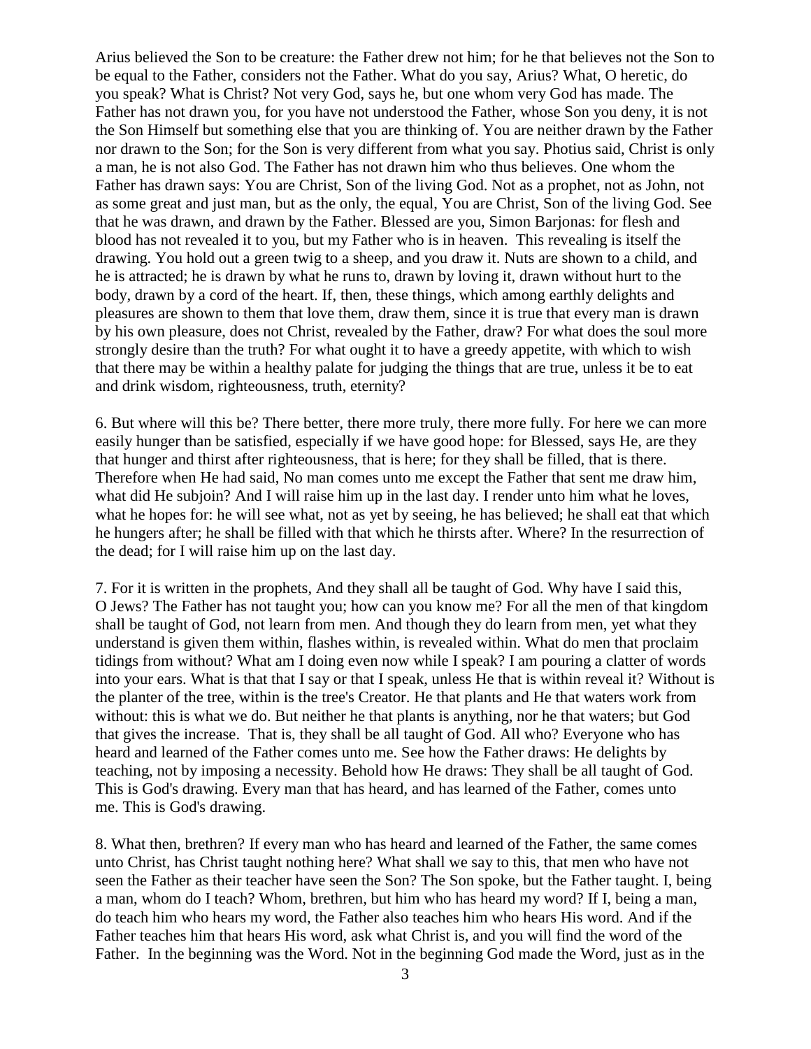Arius believed the Son to be creature: the Father drew not him; for he that believes not the Son to be equal to the Father, considers not the Father. What do you say, Arius? What, O heretic, do you speak? What is Christ? Not very God, says he, but one whom very God has made. The Father has not drawn you, for you have not understood the Father, whose Son you deny, it is not the Son Himself but something else that you are thinking of. You are neither drawn by the Father nor drawn to the Son; for the Son is very different from what you say. Photius said, Christ is only a man, he is not also God. The Father has not drawn him who thus believes. One whom the Father has drawn says: You are Christ, Son of the living God. Not as a prophet, not as John, not as some great and just man, but as the only, the equal, You are Christ, Son of the living God. See that he was drawn, and drawn by the Father. Blessed are you, Simon Barjonas: for flesh and blood has not revealed it to you, but my Father who is in heaven. This revealing is itself the drawing. You hold out a green twig to a sheep, and you draw it. Nuts are shown to a child, and he is attracted; he is drawn by what he runs to, drawn by loving it, drawn without hurt to the body, drawn by a cord of the heart. If, then, these things, which among earthly delights and pleasures are shown to them that love them, draw them, since it is true that every man is drawn by his own pleasure, does not Christ, revealed by the Father, draw? For what does the soul more strongly desire than the truth? For what ought it to have a greedy appetite, with which to wish that there may be within a healthy palate for judging the things that are true, unless it be to eat and drink wisdom, righteousness, truth, eternity?

6. But where will this be? There better, there more truly, there more fully. For here we can more easily hunger than be satisfied, especially if we have good hope: for Blessed, says He, are they that hunger and thirst after righteousness, that is here; for they shall be filled, that is there. Therefore when He had said, No man comes unto me except the Father that sent me draw him, what did He subjoin? And I will raise him up in the last day. I render unto him what he loves, what he hopes for: he will see what, not as yet by seeing, he has believed; he shall eat that which he hungers after; he shall be filled with that which he thirsts after. Where? In the resurrection of the dead; for I will raise him up on the last day.

7. For it is written in the prophets, And they shall all be taught of God. Why have I said this, O Jews? The Father has not taught you; how can you know me? For all the men of that kingdom shall be taught of God, not learn from men. And though they do learn from men, yet what they understand is given them within, flashes within, is revealed within. What do men that proclaim tidings from without? What am I doing even now while I speak? I am pouring a clatter of words into your ears. What is that that I say or that I speak, unless He that is within reveal it? Without is the planter of the tree, within is the tree's Creator. He that plants and He that waters work from without: this is what we do. But neither he that plants is anything, nor he that waters; but God that gives the increase. That is, they shall be all taught of God. All who? Everyone who has heard and learned of the Father comes unto me. See how the Father draws: He delights by teaching, not by imposing a necessity. Behold how He draws: They shall be all taught of God. This is God's drawing. Every man that has heard, and has learned of the Father, comes unto me. This is God's drawing.

8. What then, brethren? If every man who has heard and learned of the Father, the same comes unto Christ, has Christ taught nothing here? What shall we say to this, that men who have not seen the Father as their teacher have seen the Son? The Son spoke, but the Father taught. I, being a man, whom do I teach? Whom, brethren, but him who has heard my word? If I, being a man, do teach him who hears my word, the Father also teaches him who hears His word. And if the Father teaches him that hears His word, ask what Christ is, and you will find the word of the Father. In the beginning was the Word. Not in the beginning God made the Word, just as in the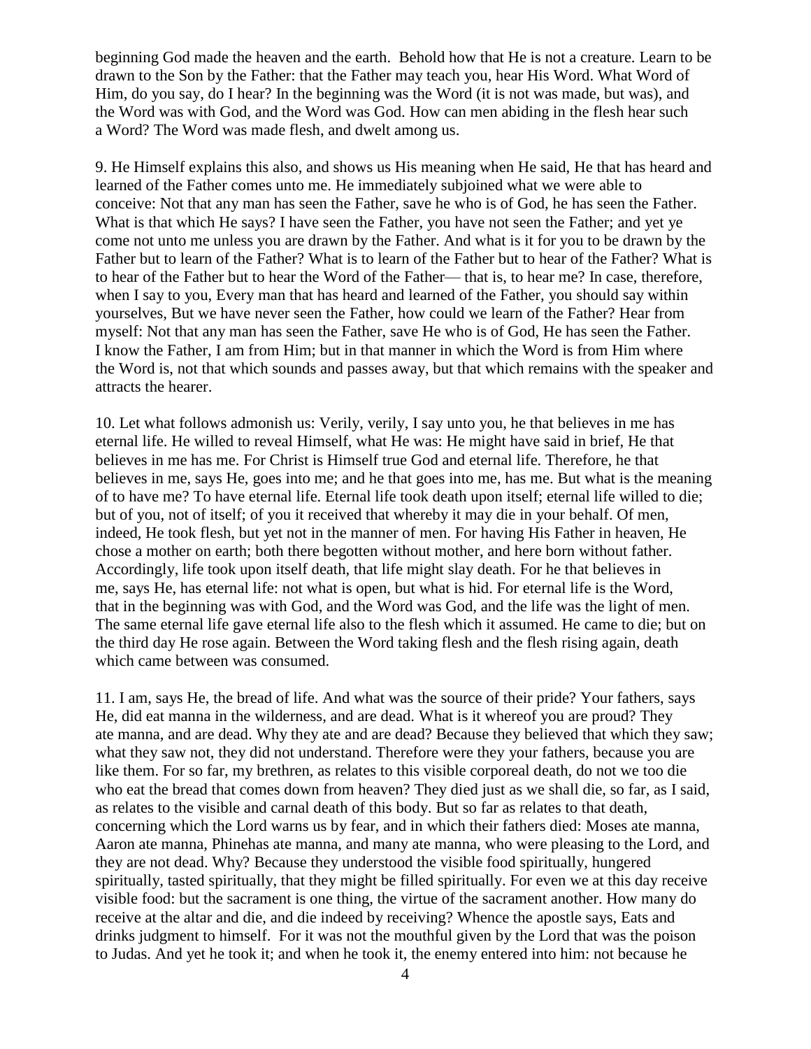beginning God made the heaven and the earth. Behold how that He is not a creature. Learn to be drawn to the Son by the Father: that the Father may teach you, hear His Word. What Word of Him, do you say, do I hear? In the beginning was the Word (it is not was made, but was), and the Word was with God, and the Word was God. How can men abiding in the flesh hear such a Word? The Word was made flesh, and dwelt among us.

9. He Himself explains this also, and shows us His meaning when He said, He that has heard and learned of the Father comes unto me. He immediately subjoined what we were able to conceive: Not that any man has seen the Father, save he who is of God, he has seen the Father. What is that which He says? I have seen the Father, you have not seen the Father; and yet ye come not unto me unless you are drawn by the Father. And what is it for you to be drawn by the Father but to learn of the Father? What is to learn of the Father but to hear of the Father? What is to hear of the Father but to hear the Word of the Father— that is, to hear me? In case, therefore, when I say to you, Every man that has heard and learned of the Father, you should say within yourselves, But we have never seen the Father, how could we learn of the Father? Hear from myself: Not that any man has seen the Father, save He who is of God, He has seen the Father. I know the Father, I am from Him; but in that manner in which the Word is from Him where the Word is, not that which sounds and passes away, but that which remains with the speaker and attracts the hearer.

10. Let what follows admonish us: Verily, verily, I say unto you, he that believes in me has eternal life. He willed to reveal Himself, what He was: He might have said in brief, He that believes in me has me. For Christ is Himself true God and eternal life. Therefore, he that believes in me, says He, goes into me; and he that goes into me, has me. But what is the meaning of to have me? To have eternal life. Eternal life took death upon itself; eternal life willed to die; but of you, not of itself; of you it received that whereby it may die in your behalf. Of men, indeed, He took flesh, but yet not in the manner of men. For having His Father in heaven, He chose a mother on earth; both there begotten without mother, and here born without father. Accordingly, life took upon itself death, that life might slay death. For he that believes in me, says He, has eternal life: not what is open, but what is hid. For eternal life is the Word, that in the beginning was with God, and the Word was God, and the life was the light of men. The same eternal life gave eternal life also to the flesh which it assumed. He came to die; but on the third day He rose again. Between the Word taking flesh and the flesh rising again, death which came between was consumed.

11. I am, says He, the bread of life. And what was the source of their pride? Your fathers, says He, did eat manna in the wilderness, and are dead. What is it whereof you are proud? They ate manna, and are dead. Why they ate and are dead? Because they believed that which they saw; what they saw not, they did not understand. Therefore were they your fathers, because you are like them. For so far, my brethren, as relates to this visible corporeal death, do not we too die who eat the bread that comes down from heaven? They died just as we shall die, so far, as I said, as relates to the visible and carnal death of this body. But so far as relates to that death, concerning which the Lord warns us by fear, and in which their fathers died: Moses ate manna, Aaron ate manna, Phinehas ate manna, and many ate manna, who were pleasing to the Lord, and they are not dead. Why? Because they understood the visible food spiritually, hungered spiritually, tasted spiritually, that they might be filled spiritually. For even we at this day receive visible food: but the sacrament is one thing, the virtue of the sacrament another. How many do receive at the altar and die, and die indeed by receiving? Whence the apostle says, Eats and drinks judgment to himself. For it was not the mouthful given by the Lord that was the poison to Judas. And yet he took it; and when he took it, the enemy entered into him: not because he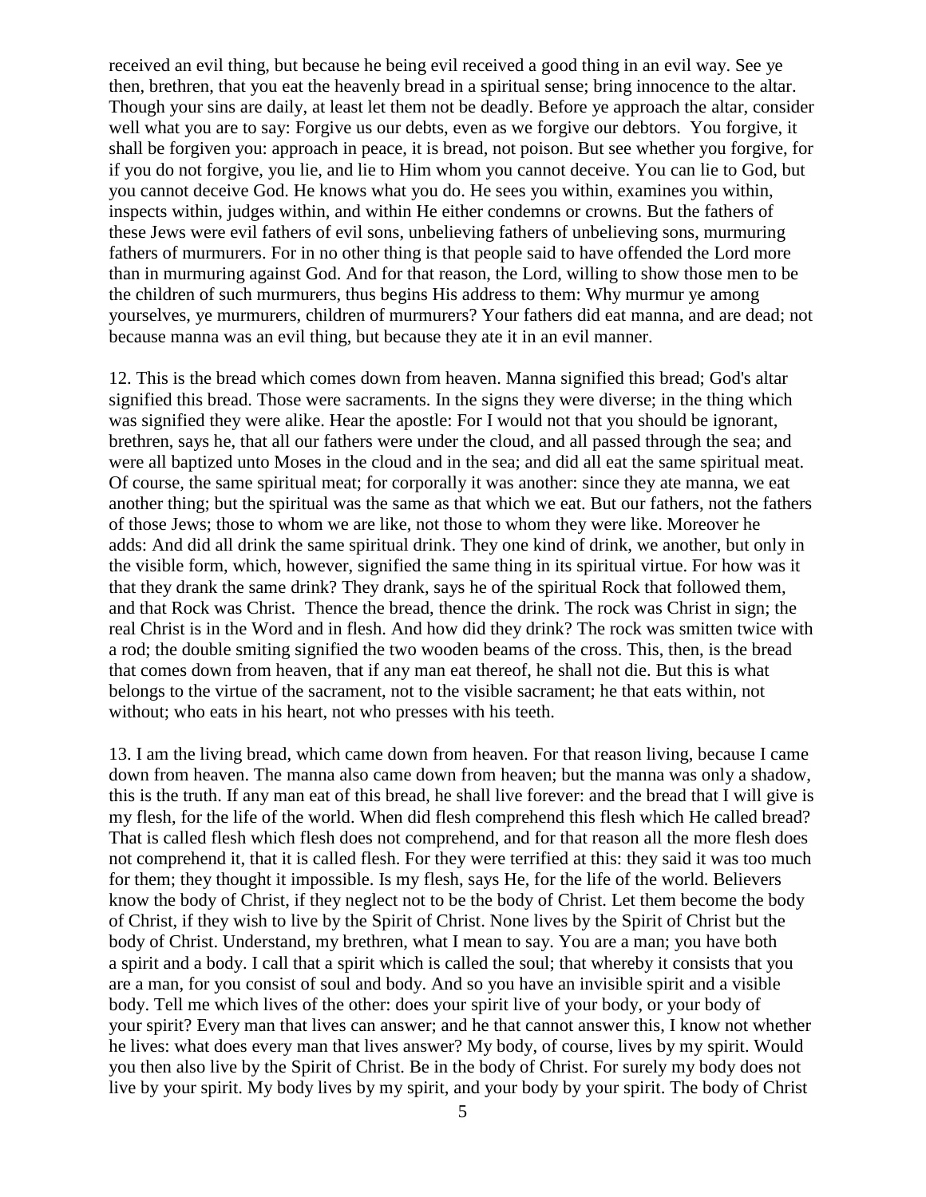received an evil thing, but because he being evil received a good thing in an evil way. See ye then, brethren, that you eat the heavenly bread in a spiritual sense; bring innocence to the altar. Though your sins are daily, at least let them not be deadly. Before ye approach the altar, consider well what you are to say: Forgive us our debts, even as we forgive our debtors. You forgive, it shall be forgiven you: approach in peace, it is bread, not poison. But see whether you forgive, for if you do not forgive, you lie, and lie to Him whom you cannot deceive. You can lie to God, but you cannot deceive God. He knows what you do. He sees you within, examines you within, inspects within, judges within, and within He either condemns or crowns. But the fathers of these Jews were evil fathers of evil sons, unbelieving fathers of unbelieving sons, murmuring fathers of murmurers. For in no other thing is that people said to have offended the Lord more than in murmuring against God. And for that reason, the Lord, willing to show those men to be the children of such murmurers, thus begins His address to them: Why murmur ye among yourselves, ye murmurers, children of murmurers? Your fathers did eat manna, and are dead; not because manna was an evil thing, but because they ate it in an evil manner.

12. This is the bread which comes down from heaven. Manna signified this bread; God's altar signified this bread. Those were sacraments. In the signs they were diverse; in the thing which was signified they were alike. Hear the apostle: For I would not that you should be ignorant, brethren, says he, that all our fathers were under the cloud, and all passed through the sea; and were all baptized unto Moses in the cloud and in the sea; and did all eat the same spiritual meat. Of course, the same spiritual meat; for corporally it was another: since they ate manna, we eat another thing; but the spiritual was the same as that which we eat. But our fathers, not the fathers of those Jews; those to whom we are like, not those to whom they were like. Moreover he adds: And did all drink the same spiritual drink. They one kind of drink, we another, but only in the visible form, which, however, signified the same thing in its spiritual virtue. For how was it that they drank the same drink? They drank, says he of the spiritual Rock that followed them, and that Rock was Christ. Thence the bread, thence the drink. The rock was Christ in sign; the real Christ is in the Word and in flesh. And how did they drink? The rock was smitten twice with a rod; the double smiting signified the two wooden beams of the cross. This, then, is the bread that comes down from heaven, that if any man eat thereof, he shall not die. But this is what belongs to the virtue of the sacrament, not to the visible sacrament; he that eats within, not without; who eats in his heart, not who presses with his teeth.

13. I am the living bread, which came down from heaven. For that reason living, because I came down from heaven. The manna also came down from heaven; but the manna was only a shadow, this is the truth. If any man eat of this bread, he shall live forever: and the bread that I will give is my flesh, for the life of the world. When did flesh comprehend this flesh which He called bread? That is called flesh which flesh does not comprehend, and for that reason all the more flesh does not comprehend it, that it is called flesh. For they were terrified at this: they said it was too much for them; they thought it impossible. Is my flesh, says He, for the life of the world. Believers know the body of Christ, if they neglect not to be the body of Christ. Let them become the body of Christ, if they wish to live by the Spirit of Christ. None lives by the Spirit of Christ but the body of Christ. Understand, my brethren, what I mean to say. You are a man; you have both a spirit and a body. I call that a spirit which is called the soul; that whereby it consists that you are a man, for you consist of soul and body. And so you have an invisible spirit and a visible body. Tell me which lives of the other: does your spirit live of your body, or your body of your spirit? Every man that lives can answer; and he that cannot answer this, I know not whether he lives: what does every man that lives answer? My body, of course, lives by my spirit. Would you then also live by the Spirit of Christ. Be in the body of Christ. For surely my body does not live by your spirit. My body lives by my spirit, and your body by your spirit. The body of Christ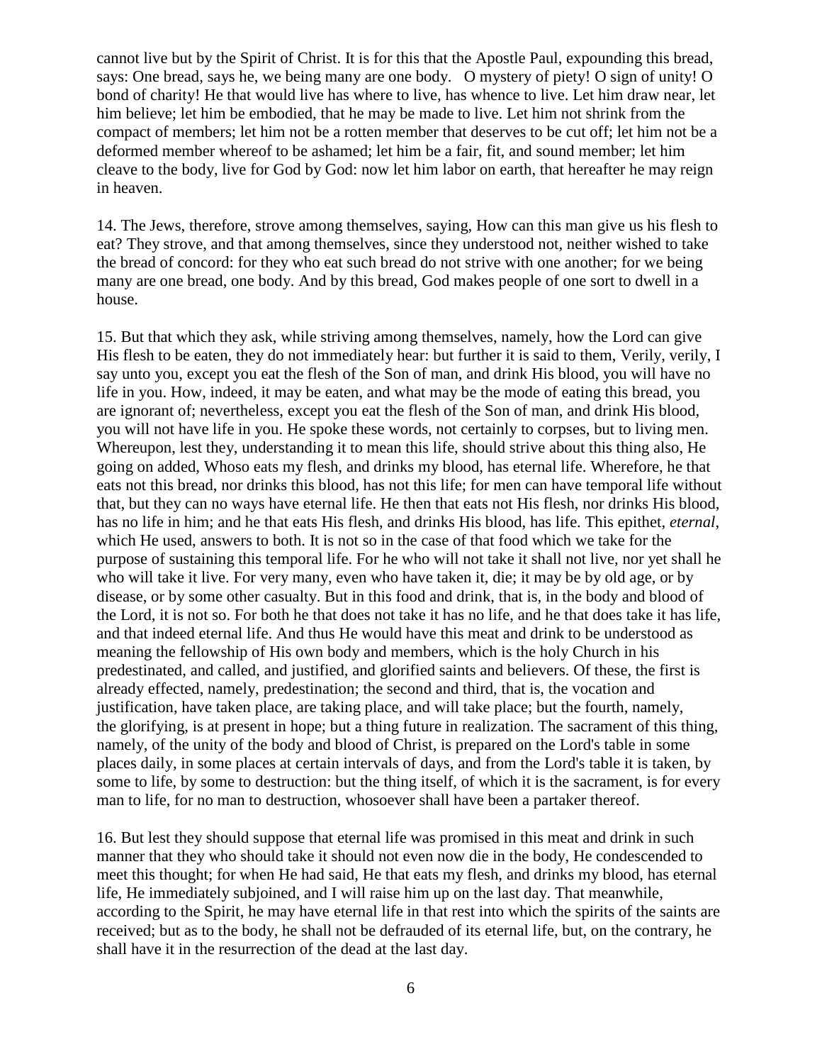cannot live but by the Spirit of Christ. It is for this that the Apostle Paul, expounding this bread, says: One bread, says he, we being many are one body. O mystery of piety! O sign of unity! O bond of charity! He that would live has where to live, has whence to live. Let him draw near, let him believe; let him be embodied, that he may be made to live. Let him not shrink from the compact of members; let him not be a rotten member that deserves to be cut off; let him not be a deformed member whereof to be ashamed; let him be a fair, fit, and sound member; let him cleave to the body, live for God by God: now let him labor on earth, that hereafter he may reign in heaven.

14. The Jews, therefore, strove among themselves, saying, How can this man give us his flesh to eat? They strove, and that among themselves, since they understood not, neither wished to take the bread of concord: for they who eat such bread do not strive with one another; for we being many are one bread, one body. And by this bread, God makes people of one sort to dwell in a house.

15. But that which they ask, while striving among themselves, namely, how the Lord can give His flesh to be eaten, they do not immediately hear: but further it is said to them, Verily, verily, I say unto you, except you eat the flesh of the Son of man, and drink His blood, you will have no life in you. How, indeed, it may be eaten, and what may be the mode of eating this bread, you are ignorant of; nevertheless, except you eat the flesh of the Son of man, and drink His blood, you will not have life in you. He spoke these words, not certainly to corpses, but to living men. Whereupon, lest they, understanding it to mean this life, should strive about this thing also, He going on added, Whoso eats my flesh, and drinks my blood, has eternal life. Wherefore, he that eats not this bread, nor drinks this blood, has not this life; for men can have temporal life without that, but they can no ways have eternal life. He then that eats not His flesh, nor drinks His blood, has no life in him; and he that eats His flesh, and drinks His blood, has life. This epithet, *eternal*, which He used, answers to both. It is not so in the case of that food which we take for the purpose of sustaining this temporal life. For he who will not take it shall not live, nor yet shall he who will take it live. For very many, even who have taken it, die; it may be by old age, or by disease, or by some other casualty. But in this food and drink, that is, in the body and blood of the Lord, it is not so. For both he that does not take it has no life, and he that does take it has life, and that indeed eternal life. And thus He would have this meat and drink to be understood as meaning the fellowship of His own body and members, which is the holy Church in his predestinated, and called, and justified, and glorified saints and believers. Of these, the first is already effected, namely, predestination; the second and third, that is, the vocation and justification, have taken place, are taking place, and will take place; but the fourth, namely, the glorifying, is at present in hope; but a thing future in realization. The sacrament of this thing, namely, of the unity of the body and blood of Christ, is prepared on the Lord's table in some places daily, in some places at certain intervals of days, and from the Lord's table it is taken, by some to life, by some to destruction: but the thing itself, of which it is the sacrament, is for every man to life, for no man to destruction, whosoever shall have been a partaker thereof.

16. But lest they should suppose that eternal life was promised in this meat and drink in such manner that they who should take it should not even now die in the body, He condescended to meet this thought; for when He had said, He that eats my flesh, and drinks my blood, has eternal life, He immediately subjoined, and I will raise him up on the last day. That meanwhile, according to the Spirit, he may have eternal life in that rest into which the spirits of the saints are received; but as to the body, he shall not be defrauded of its eternal life, but, on the contrary, he shall have it in the resurrection of the dead at the last day.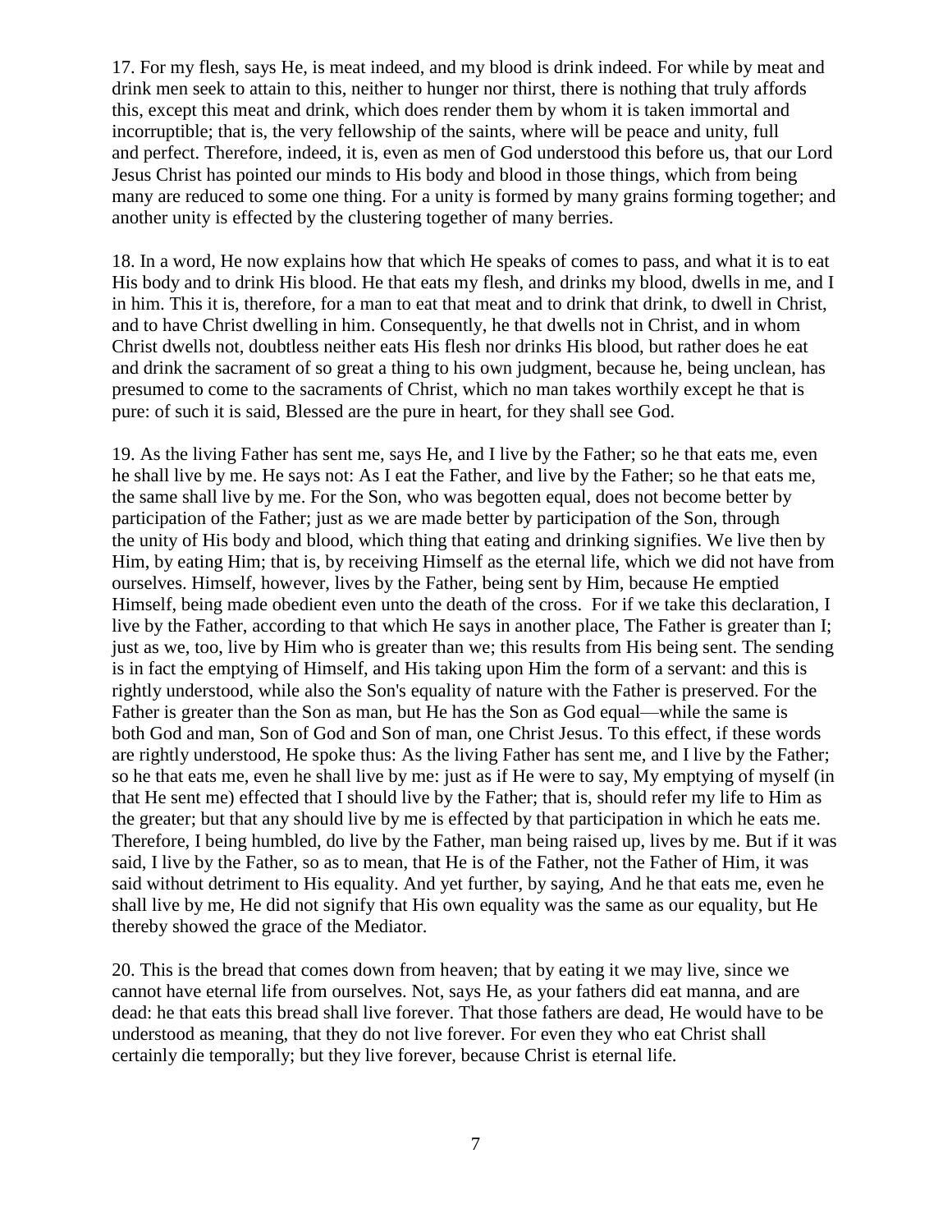17. For my flesh, says He, is meat indeed, and my blood is drink indeed. For while by meat and drink men seek to attain to this, neither to hunger nor thirst, there is nothing that truly affords this, except this meat and drink, which does render them by whom it is taken immortal and incorruptible; that is, the very fellowship of the saints, where will be peace and unity, full and perfect. Therefore, indeed, it is, even as men of God understood this before us, that our Lord Jesus Christ has pointed our minds to His body and blood in those things, which from being many are reduced to some one thing. For a unity is formed by many grains forming together; and another unity is effected by the clustering together of many berries.

18. In a word, He now explains how that which He speaks of comes to pass, and what it is to eat His body and to drink His blood. He that eats my flesh, and drinks my blood, dwells in me, and I in him. This it is, therefore, for a man to eat that meat and to drink that drink, to dwell in Christ, and to have Christ dwelling in him. Consequently, he that dwells not in Christ, and in whom Christ dwells not, doubtless neither eats His flesh nor drinks His blood, but rather does he eat and drink the sacrament of so great a thing to his own judgment, because he, being unclean, has presumed to come to the sacraments of Christ, which no man takes worthily except he that is pure: of such it is said, Blessed are the pure in heart, for they shall see God.

19. As the living Father has sent me, says He, and I live by the Father; so he that eats me, even he shall live by me. He says not: As I eat the Father, and live by the Father; so he that eats me, the same shall live by me. For the Son, who was begotten equal, does not become better by participation of the Father; just as we are made better by participation of the Son, through the unity of His body and blood, which thing that eating and drinking signifies. We live then by Him, by eating Him; that is, by receiving Himself as the eternal life, which we did not have from ourselves. Himself, however, lives by the Father, being sent by Him, because He emptied Himself, being made obedient even unto the death of the cross. For if we take this declaration, I live by the Father, according to that which He says in another place, The Father is greater than I; just as we, too, live by Him who is greater than we; this results from His being sent. The sending is in fact the emptying of Himself, and His taking upon Him the form of a servant: and this is rightly understood, while also the Son's equality of nature with the Father is preserved. For the Father is greater than the Son as man, but He has the Son as God equal—while the same is both God and man, Son of God and Son of man, one Christ Jesus. To this effect, if these words are rightly understood, He spoke thus: As the living Father has sent me, and I live by the Father; so he that eats me, even he shall live by me: just as if He were to say, My emptying of myself (in that He sent me) effected that I should live by the Father; that is, should refer my life to Him as the greater; but that any should live by me is effected by that participation in which he eats me. Therefore, I being humbled, do live by the Father, man being raised up, lives by me. But if it was said, I live by the Father, so as to mean, that He is of the Father, not the Father of Him, it was said without detriment to His equality. And yet further, by saying, And he that eats me, even he shall live by me, He did not signify that His own equality was the same as our equality, but He thereby showed the grace of the Mediator.

20. This is the bread that comes down from heaven; that by eating it we may live, since we cannot have eternal life from ourselves. Not, says He, as your fathers did eat manna, and are dead: he that eats this bread shall live forever. That those fathers are dead, He would have to be understood as meaning, that they do not live forever. For even they who eat Christ shall certainly die temporally; but they live forever, because Christ is eternal life.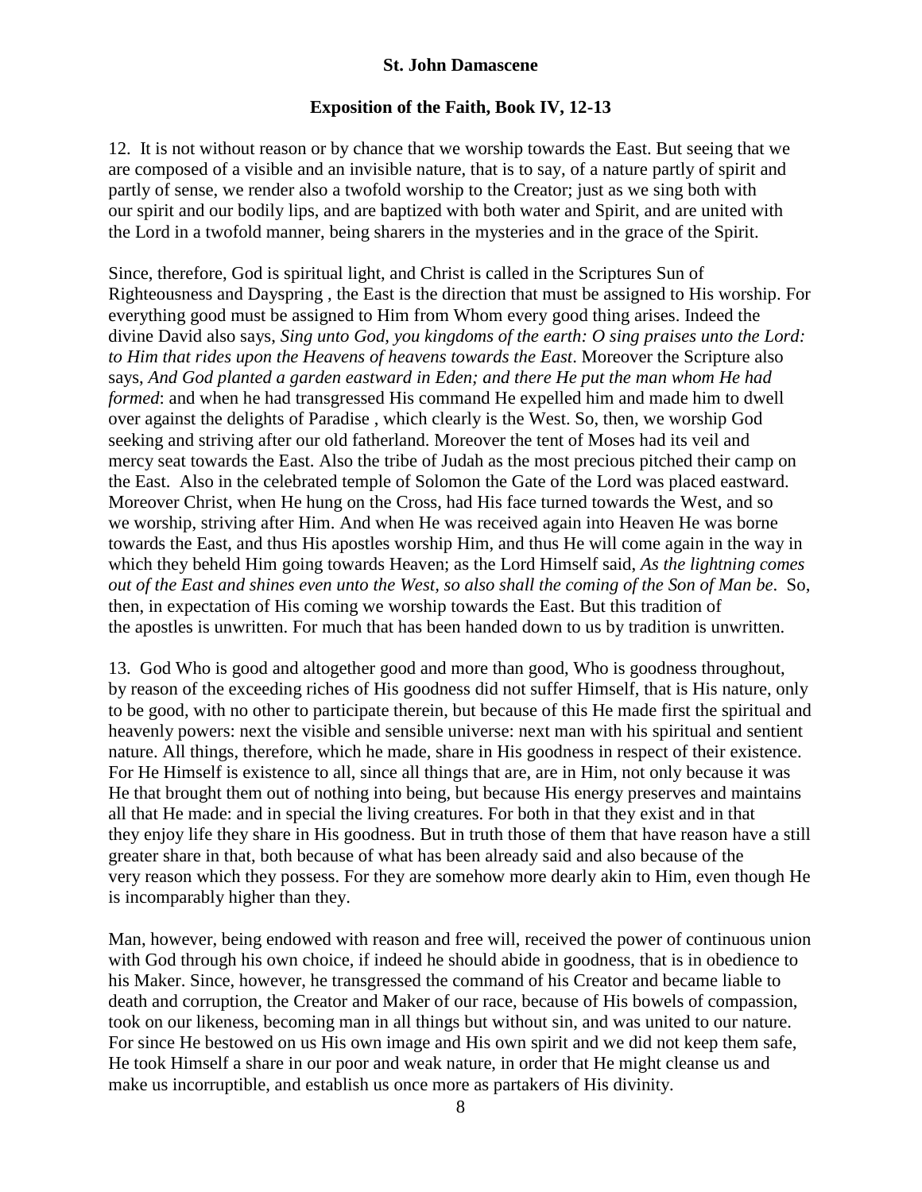**St. John Damascene**

**Exposition of the Faith, Book IV, 12-13**

12. It is not without reason or by chance that we worship towards the East. But seeing that we are composed of a visible and an invisible nature, that is to say, of a nature partly of spirit and partly of sense, we render also a twofold worship to the Creator; just as we sing both with our spirit and our bodily lips, and are baptized with both water and Spirit, and are united with the Lord in a twofold manner, being sharers in the mysteries and in the grace of the Spirit.

Since, therefore, God is spiritual light, and Christ is called in the Scriptures Sun of Righteousness and Dayspring , the East is the direction that must be assigned to His worship. For everything good must be assigned to Him from Whom every good thing arises. Indeed the divine David also says, *Sing unto God, you kingdoms of the earth: O sing praises unto the Lord: to Him that rides upon the Heavens of heavens towards the East*. Moreover the Scripture also says, *And God planted a garden eastward in Eden; and there He put the man whom He had formed*: and when he had transgressed His command He expelled him and made him to dwell over against the delights of Paradise , which clearly is the West. So, then, we worship God seeking and striving after our old fatherland. Moreover the tent of Moses had its veil and mercy seat towards the East. Also the tribe of Judah as the most precious pitched their camp on the East. Also in the celebrated temple of Solomon the Gate of the Lord was placed eastward. Moreover Christ, when He hung on the Cross, had His face turned towards the West, and so we worship, striving after Him. And when He was received again into Heaven He was borne towards the East, and thus His apostles worship Him, and thus He will come again in the way in which they beheld Him going towards Heaven; as the Lord Himself said, *As the lightning comes out of the East and shines even unto the West, so also shall the coming of the Son of Man be*. So, then, in expectation of His coming we worship towards the East. But this tradition of the apostles is unwritten. For much that has been handed down to us by tradition is unwritten.

13. God Who is good and altogether good and more than good, Who is goodness throughout, by reason of the exceeding riches of His goodness did not suffer Himself, that is His nature, only to be good, with no other to participate therein, but because of this He made first the spiritual and heavenly powers: next the visible and sensible universe: next man with his spiritual and sentient nature. All things, therefore, which he made, share in His goodness in respect of their existence. For He Himself is existence to all, since all things that are, are in Him, not only because it was He that brought them out of nothing into being, but because His energy preserves and maintains all that He made: and in special the living creatures. For both in that they exist and in that they enjoy life they share in His goodness. But in truth those of them that have reason have a still greater share in that, both because of what has been already said and also because of the very reason which they possess. For they are somehow more dearly akin to Him, even though He is incomparably higher than they.

Man, however, being endowed with reason and free will, received the power of continuous union with God through his own choice, if indeed he should abide in goodness, that is in obedience to his Maker. Since, however, he transgressed the command of his Creator and became liable to death and corruption, the Creator and Maker of our race, because of His bowels of compassion, took on our likeness, becoming man in all things but without sin, and was united to our nature. For since He bestowed on us His own image and His own spirit and we did not keep them safe, He took Himself a share in our poor and weak nature, in order that He might cleanse us and make us incorruptible, and establish us once more as partakers of His divinity.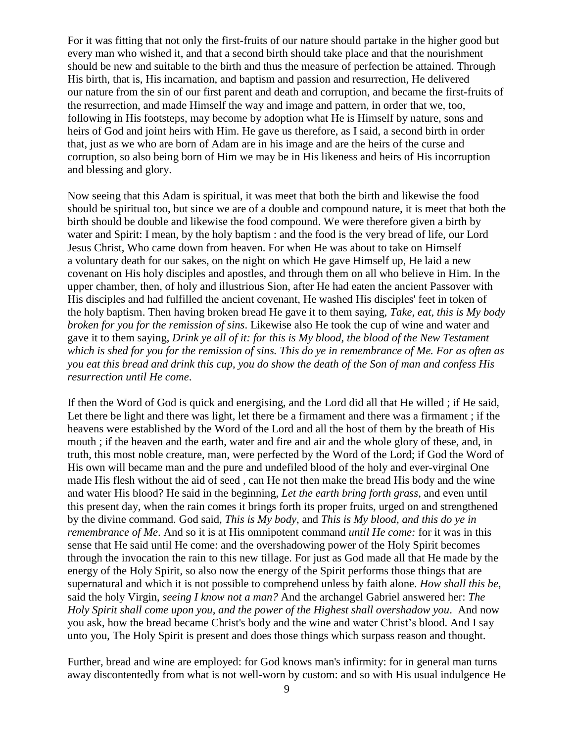For it was fitting that not only the first-fruits of our nature should partake in the higher good but every man who wished it, and that a second birth should take place and that the nourishment should be new and suitable to the birth and thus the measure of perfection be attained. Through His birth, that is, His incarnation, and baptism and passion and resurrection, He delivered our nature from the sin of our first parent and death and corruption, and became the first-fruits of the resurrection, and made Himself the way and image and pattern, in order that we, too, following in His footsteps, may become by adoption what He is Himself by nature, sons and heirs of God and joint heirs with Him. He gave us therefore, as I said, a second birth in order that, just as we who are born of Adam are in his image and are the heirs of the curse and corruption, so also being born of Him we may be in His likeness and heirs of His incorruption and blessing and glory.

Now seeing that this Adam is spiritual, it was meet that both the birth and likewise the food should be spiritual too, but since we are of a double and compound nature, it is meet that both the birth should be double and likewise the food compound. We were therefore given a birth by water and Spirit: I mean, by the holy baptism : and the food is the very bread of life, our Lord Jesus Christ, Who came down from heaven. For when He was about to take on Himself a voluntary death for our sakes, on the night on which He gave Himself up, He laid a new covenant on His holy disciples and apostles, and through them on all who believe in Him. In the upper chamber, then, of holy and illustrious Sion, after He had eaten the ancient Passover with His disciples and had fulfilled the ancient covenant, He washed His disciples' feet in token of the holy baptism. Then having broken bread He gave it to them saying, *Take, eat, this is My body broken for you for the remission of sins*. Likewise also He took the cup of wine and water and gave it to them saying, *Drink ye all of it: for this is My blood, the blood of the New Testament which is shed for you for the remission of sins. This do ye in remembrance of Me. For as often as you eat this bread and drink this cup, you do show the death of the Son of man and confess His resurrection until He come*.

If then the Word of God is quick and energising, and the Lord did all that He willed ; if He said, Let there be light and there was light, let there be a firmament and there was a firmament ; if the heavens were established by the Word of the Lord and all the host of them by the breath of His mouth ; if the heaven and the earth, water and fire and air and the whole glory of these, and, in truth, this most noble creature, man, were perfected by the Word of the Lord; if God the Word of His own will became man and the pure and undefiled blood of the holy and ever-virginal One made His flesh without the aid of seed , can He not then make the bread His body and the wine and water His blood? He said in the beginning, *Let the earth bring forth grass*, and even until this present day, when the rain comes it brings forth its proper fruits, urged on and strengthened by the divine command. God said, *This is My body*, and *This is My blood, and this do ye in remembrance of Me*. And so it is at His omnipotent command *until He come:* for it was in this sense that He said until He come: and the overshadowing power of the Holy Spirit becomes through the invocation the rain to this new tillage. For just as God made all that He made by the energy of the Holy Spirit, so also now the energy of the Spirit performs those things that are supernatural and which it is not possible to comprehend unless by faith alone. *How shall this be*, said the holy Virgin, *seeing I know not a man?* And the archangel Gabriel answered her: *The Holy Spirit shall come upon you, and the power of the Highest shall overshadow you*. And now you ask, how the bread became Christ's body and the wine and water Christ's blood. And I say unto you, The Holy Spirit is present and does those things which surpass reason and thought.

Further, bread and wine are employed: for God knows man's infirmity: for in general man turns away discontentedly from what is not well-worn by custom: and so with His usual indulgence He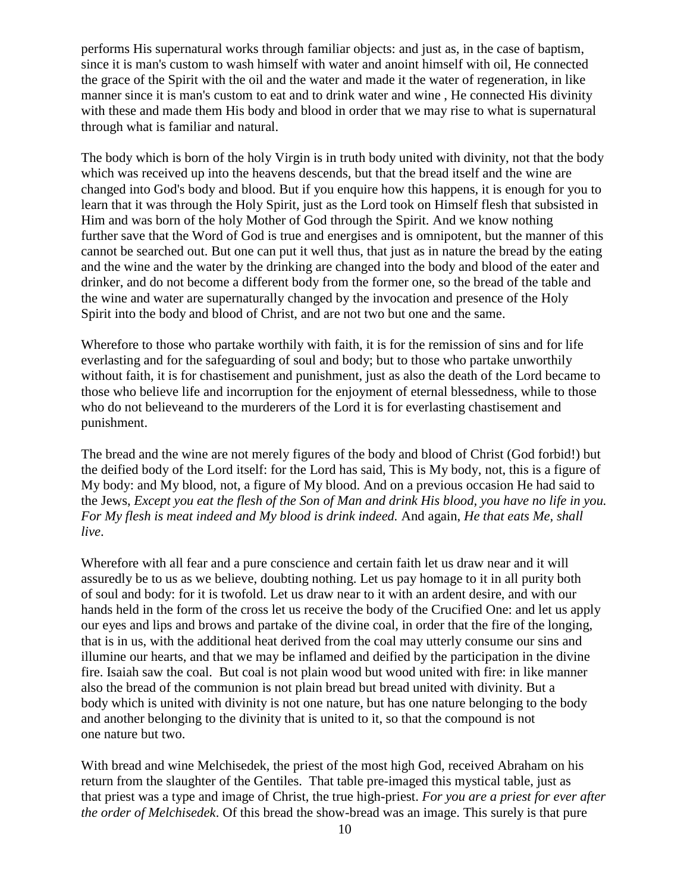performs His supernatural works through familiar objects: and just as, in the case of baptism, since it is man's custom to wash himself with water and anoint himself with oil, He connected the grace of the Spirit with the oil and the water and made it the water of regeneration, in like manner since it is man's custom to eat and to drink water and wine , He connected His divinity with these and made them His body and blood in order that we may rise to what is supernatural through what is familiar and natural.

The body which is born of the holy Virgin is in truth body united with divinity, not that the body which was received up into the heavens descends, but that the bread itself and the wine are changed into God's body and blood. But if you enquire how this happens, it is enough for you to learn that it was through the Holy Spirit, just as the Lord took on Himself flesh that subsisted in Him and was born of the holy Mother of God through the Spirit. And we know nothing further save that the Word of God is true and energises and is omnipotent, but the manner of this cannot be searched out. But one can put it well thus, that just as in nature the bread by the eating and the wine and the water by the drinking are changed into the body and blood of the eater and drinker, and do not become a different body from the former one, so the bread of the table and the wine and water are supernaturally changed by the invocation and presence of the Holy Spirit into the body and blood of Christ, and are not two but one and the same.

Wherefore to those who partake worthily with faith, it is for the remission of sins and for life everlasting and for the safeguarding of soul and body; but to those who partake unworthily without faith, it is for chastisement and punishment, just as also the death of the Lord became to those who believe life and incorruption for the enjoyment of eternal blessedness, while to those who do not believeand to the murderers of the Lord it is for everlasting chastisement and punishment.

The bread and the wine are not merely figures of the body and blood of Christ (God forbid!) but the deified body of the Lord itself: for the Lord has said, This is My body, not, this is a figure of My body: and My blood, not, a figure of My blood. And on a previous occasion He had said to the Jews, *Except you eat the flesh of the Son of Man and drink His blood, you have no life in you. For My flesh is meat indeed and My blood is drink indeed.* And again, *He that eats Me, shall live*.

Wherefore with all fear and a pure conscience and certain faith let us draw near and it will assuredly be to us as we believe, doubting nothing. Let us pay homage to it in all purity both of soul and body: for it is twofold. Let us draw near to it with an ardent desire, and with our hands held in the form of the cross let us receive the body of the Crucified One: and let us apply our eyes and lips and brows and partake of the divine coal, in order that the fire of the longing, that is in us, with the additional heat derived from the coal may utterly consume our sins and illumine our hearts, and that we may be inflamed and deified by the participation in the divine fire. Isaiah saw the coal. But coal is not plain wood but wood united with fire: in like manner also the bread of the communion is not plain bread but bread united with divinity. But a body which is united with divinity is not one nature, but has one nature belonging to the body and another belonging to the divinity that is united to it, so that the compound is not one nature but two.

With bread and wine Melchisedek, the priest of the most high God, received Abraham on his return from the slaughter of the Gentiles. That table pre-imaged this mystical table, just as that priest was a type and image of Christ, the true high-priest. *For you are a priest for ever after the order of Melchisedek*. Of this bread the show-bread was an image. This surely is that pure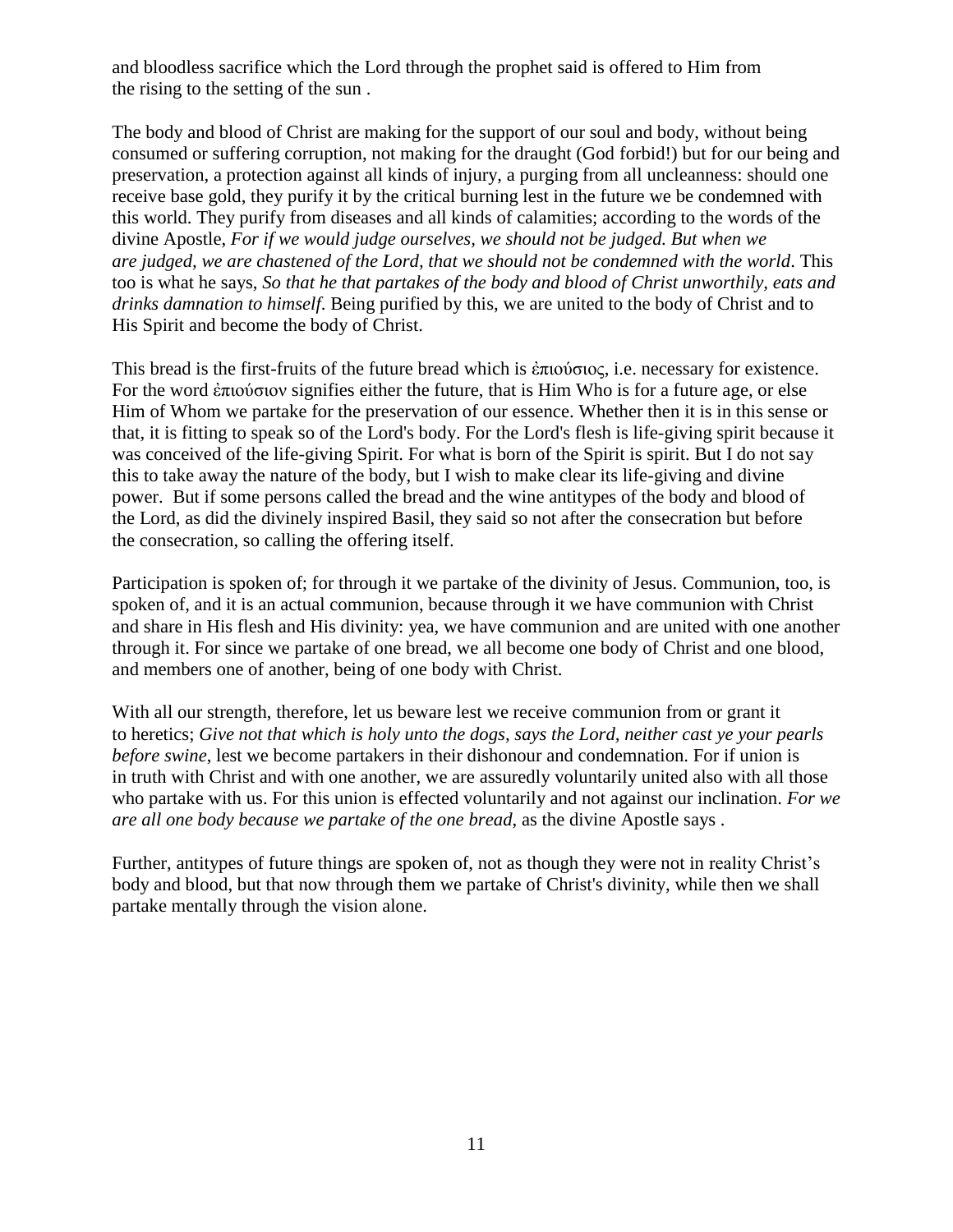and bloodless sacrifice which the Lord through the prophet said is offered to Him from the rising to the setting of the sun .

The body and blood of Christ are making for the support of our soul and body, without being consumed or suffering corruption, not making for the draught (God forbid!) but for our being and preservation, a protection against all kinds of injury, a purging from all uncleanness: should one receive base gold, they purify it by the critical burning lest in the future we be condemned with this world. They purify from diseases and all kinds of calamities; according to the words of the divine Apostle, *For if we would judge ourselves, we should not be judged. But when we are judged, we are chastened of the Lord, that we should not be condemned with the world*. This too is what he says, *So that he that partakes of the body and blood of Christ unworthily, eats and drinks damnation to himself*. Being purified by this, we are united to the body of Christ and to His Spirit and become the body of Christ.

This bread is the first-fruits of the future bread which is ἐπιούσιος, i.e. necessary for existence. For the word ἐπιούσιον signifies either the future, that is Him Who is for a future age, or else Him of Whom we partake for the preservation of our essence. Whether then it is in this sense or that, it is fitting to speak so of the Lord's body. For the Lord's flesh is life-giving spirit because it was conceived of the life-giving Spirit. For what is born of the Spirit is spirit. But I do not say this to take away the nature of the body, but I wish to make clear its life-giving and divine power. But if some persons called the bread and the wine antitypes of the body and blood of the Lord, as did the divinely inspired Basil, they said so not after the consecration but before the consecration, so calling the offering itself.

Participation is spoken of; for through it we partake of the divinity of Jesus. Communion, too, is spoken of, and it is an actual communion, because through it we have communion with Christ and share in His flesh and His divinity: yea, we have communion and are united with one another through it. For since we partake of one bread, we all become one body of Christ and one blood, and members one of another, being of one body with Christ.

With all our strength, therefore, let us beware lest we receive communion from or grant it to heretics; *Give not that which is holy unto the dogs, says the Lord, neither cast ye your pearls before swine*, lest we become partakers in their dishonour and condemnation. For if union is in truth with Christ and with one another, we are assuredly voluntarily united also with all those who partake with us. For this union is effected voluntarily and not against our inclination. *For we are all one body because we partake of the one bread*, as the divine Apostle says .

Further, antitypes of future things are spoken of, not as though they were not in reality Christ's body and blood, but that now through them we partake of Christ's divinity, while then we shall partake mentally through the vision alone.